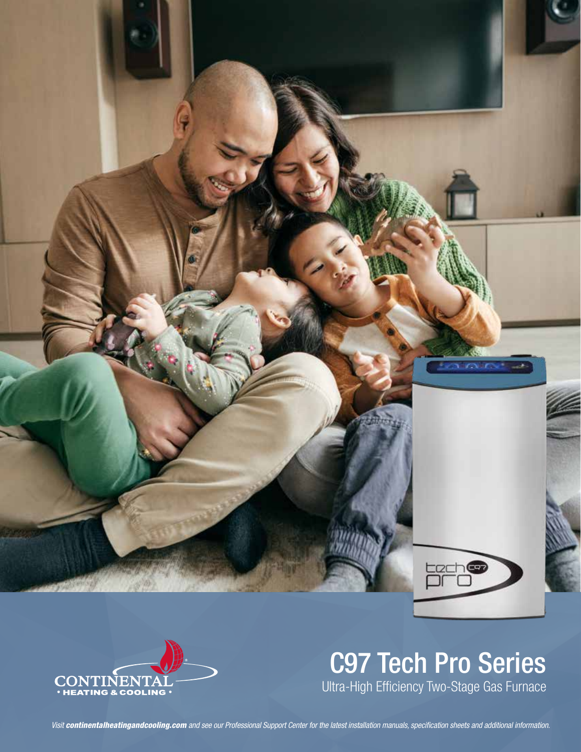# C97 Tech Pro Series

Ultra-High Efficiency Two-Stage Gas Furnace

*Visit **continentalheatingandcooling.com** and see our Professional Support Center for the latest installation manuals, specification sheets and additional information.*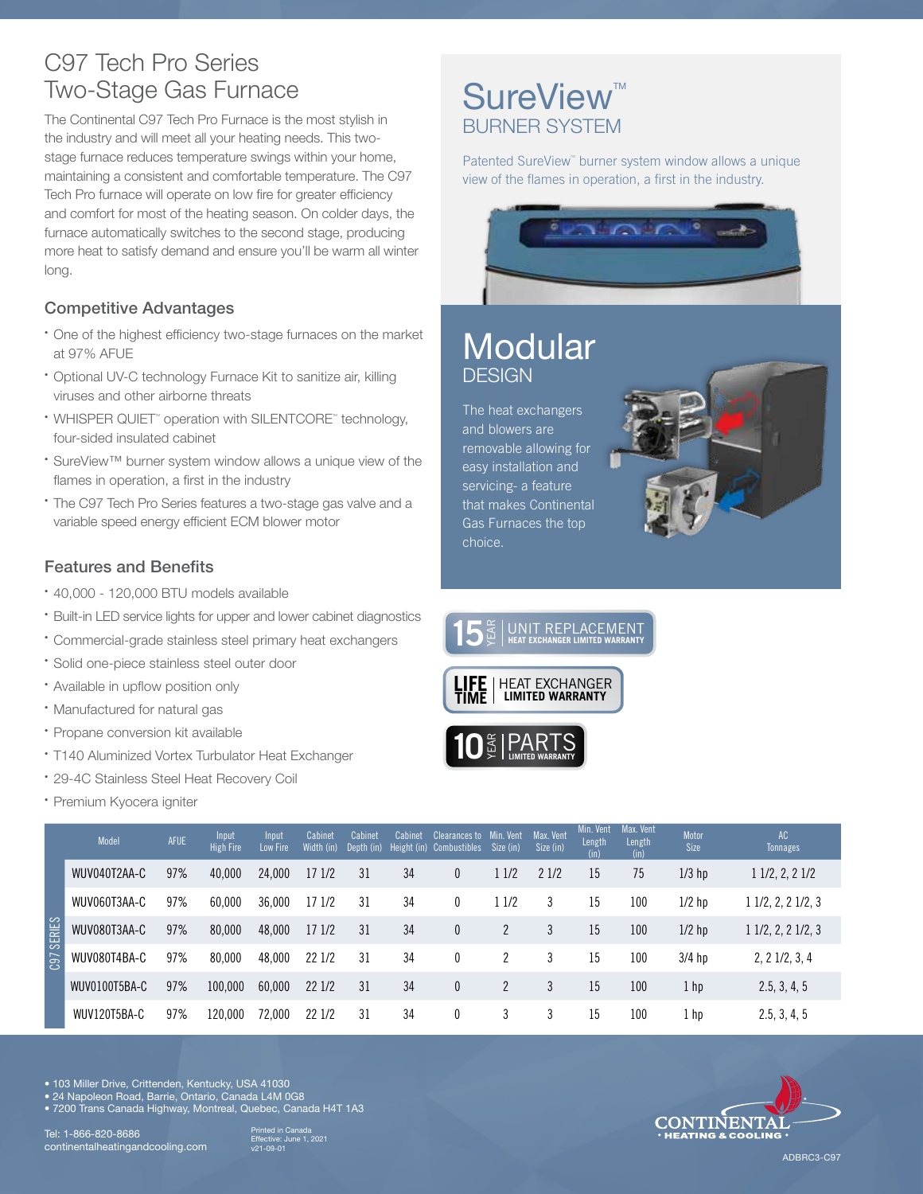# C97 Tech Pro Series
# Two-Stage Gas Furnace

The Continental C97 Tech Pro Furnace is the most stylish in the industry and will meet all your heating needs. This two-stage furnace reduces temperature swings within your home, maintaining a consistent and comfortable temperature. The C97 Tech Pro furnace will operate on low fire for greater efficiency and comfort for most of the heating season. On colder days, the furnace automatically switches to the second stage, producing more heat to satisfy demand and ensure you'll be warm all winter long.

## Competitive Advantages

- One of the highest efficiency two-stage furnaces on the market at 97% AFUE
- Optional UV-C technology Furnace Kit to sanitize air, killing viruses and other airborne threats
- WHISPER QUIET™ operation with SILENTCORE™ technology, four-sided insulated cabinet
- SureView™ burner system window allows a unique view of the flames in operation, a first in the industry
- The C97 Tech Pro Series features a two-stage gas valve and a variable speed energy efficient ECM blower motor

## Features and Benefits

- 40,000 - 120,000 BTU models available
- Built-in LED service lights for upper and lower cabinet diagnostics
- Commercial-grade stainless steel primary heat exchangers
- Solid one-piece stainless steel outer door
- Available in upflow position only
- Manufactured for natural gas
- Propane conversion kit available
- T140 Aluminized Vortex Turbulator Heat Exchanger
- 29-4C Stainless Steel Heat Recovery Coil
- Premium Kyocera igniter

## SureView™ BURNER SYSTEM

Patented SureView™ burner system window allows a unique view of the flames in operation, a first in the industry.

## Modular DESIGN

The heat exchangers and blowers are removable allowing for easy installation and servicing- a feature that makes Continental Gas Furnaces the top choice.

15 YEAR | UNIT REPLACEMENT HEAT EXCHANGER LIMITED WARRANTY

LIFE TIME | HEAT EXCHANGER LIMITED WARRANTY

10 YEAR | PARTS LIMITED WARRANTY

| Series | Model | AFUE | Input High Fire | Input Low Fire | Cabinet Width (in) | Cabinet Depth (in) | Cabinet Height (in) | Clearances to Combustibles | Min. Vent Size (in) | Max. Vent Size (in) | Min. Vent Length (in) | Max. Vent Length (in) | Motor Size | AC Tonnages |
|---|---|---|---|---|---|---|---|---|---|---|---|---|---|---|
| C97 SERIES | WUV040T2AA-C | 97% | 40,000 | 24,000 | 17 1/2 | 31 | 34 | 0 | 1 1/2 | 2 1/2 | 15 | 75 | 1/3 hp | 1 1/2, 2, 2 1/2 |
| | WUV060T3AA-C | 97% | 60,000 | 36,000 | 17 1/2 | 31 | 34 | 0 | 1 1/2 | 3 | 15 | 100 | 1/2 hp | 1 1/2, 2, 2 1/2, 3 |
| | WUV080T3AA-C | 97% | 80,000 | 48,000 | 17 1/2 | 31 | 34 | 0 | 2 | 3 | 15 | 100 | 1/2 hp | 1 1/2, 2, 2 1/2, 3 |
| | WUV080T4BA-C | 97% | 80,000 | 48,000 | 22 1/2 | 31 | 34 | 0 | 2 | 3 | 15 | 100 | 3/4 hp | 2, 2 1/2, 3, 4 |
| | WUV0100T5BA-C | 97% | 100,000 | 60,000 | 22 1/2 | 31 | 34 | 0 | 2 | 3 | 15 | 100 | 1 hp | 2.5, 3, 4, 5 |
| | WUV120T5BA-C | 97% | 120,000 | 72,000 | 22 1/2 | 31 | 34 | 0 | 3 | 3 | 15 | 100 | 1 hp | 2.5, 3, 4, 5 |

- 103 Miller Drive, Crittenden, Kentucky, USA 41030
- 24 Napoleon Road, Barrie, Ontario, Canada L4M 0G8
- 7200 Trans Canada Highway, Montreal, Quebec, Canada H4T 1A3

Tel: 1-866-820-8686
continentalheatingandcooling.com

Printed in Canada
Effective: June 1, 2021
v21-09-01

CONTINENTAL
• HEATING & COOLING •

ADBRC3-C97